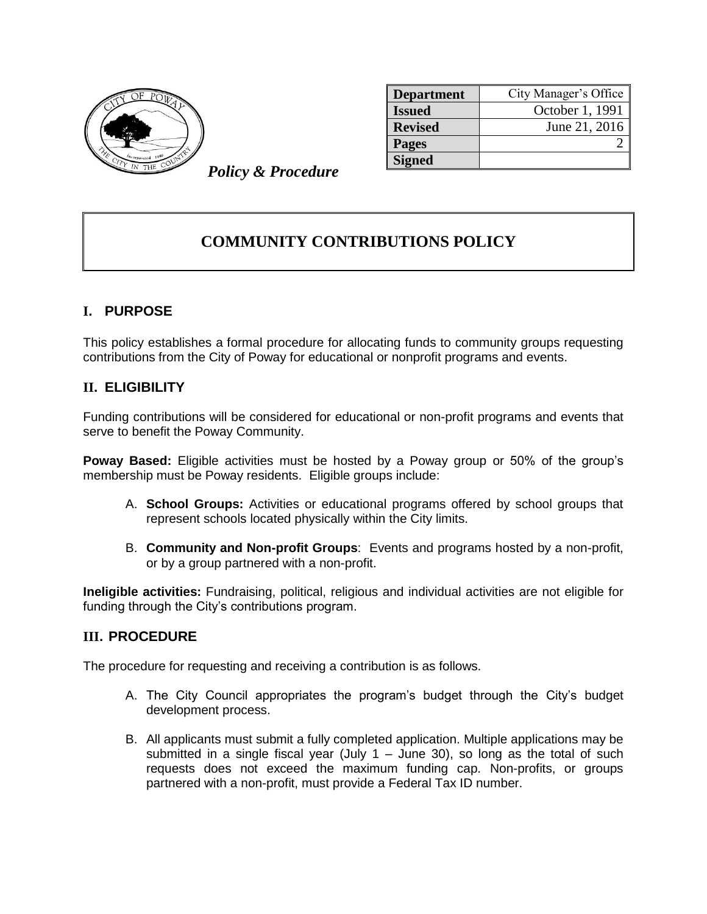*Policy & Procedure*

| Department | City Manager's Office |
| --- | --- |
| Issued | October 1, 1991 |
| Revised | June 21, 2016 |
| Pages | 2 |
| Signed | |

# COMMUNITY CONTRIBUTIONS POLICY

## I. PURPOSE

This policy establishes a formal procedure for allocating funds to community groups requesting contributions from the City of Poway for educational or nonprofit programs and events.

## II. ELIGIBILITY

Funding contributions will be considered for educational or non-profit programs and events that serve to benefit the Poway Community.

**Poway Based:** Eligible activities must be hosted by a Poway group or 50% of the group's membership must be Poway residents. Eligible groups include:

A. **School Groups:** Activities or educational programs offered by school groups that represent schools located physically within the City limits.

B. **Community and Non-profit Groups**: Events and programs hosted by a non-profit, or by a group partnered with a non-profit.

**Ineligible activities:** Fundraising, political, religious and individual activities are not eligible for funding through the City's contributions program.

## III. PROCEDURE

The procedure for requesting and receiving a contribution is as follows.

A. The City Council appropriates the program's budget through the City's budget development process.

B. All applicants must submit a fully completed application. Multiple applications may be submitted in a single fiscal year (July 1 – June 30), so long as the total of such requests does not exceed the maximum funding cap. Non-profits, or groups partnered with a non-profit, must provide a Federal Tax ID number.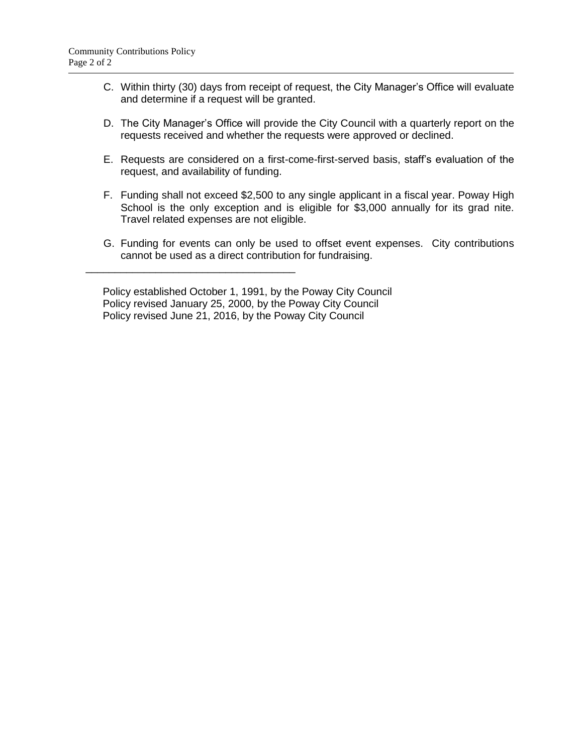C. Within thirty (30) days from receipt of request, the City Manager's Office will evaluate and determine if a request will be granted.

D. The City Manager's Office will provide the City Council with a quarterly report on the requests received and whether the requests were approved or declined.

E. Requests are considered on a first-come-first-served basis, staff's evaluation of the request, and availability of funding.

F. Funding shall not exceed $2,500 to any single applicant in a fiscal year. Poway High School is the only exception and is eligible for $3,000 annually for its grad nite. Travel related expenses are not eligible.

G. Funding for events can only be used to offset event expenses. City contributions cannot be used as a direct contribution for fundraising.

---

Policy established October 1, 1991, by the Poway City Council
Policy revised January 25, 2000, by the Poway City Council
Policy revised June 21, 2016, by the Poway City Council